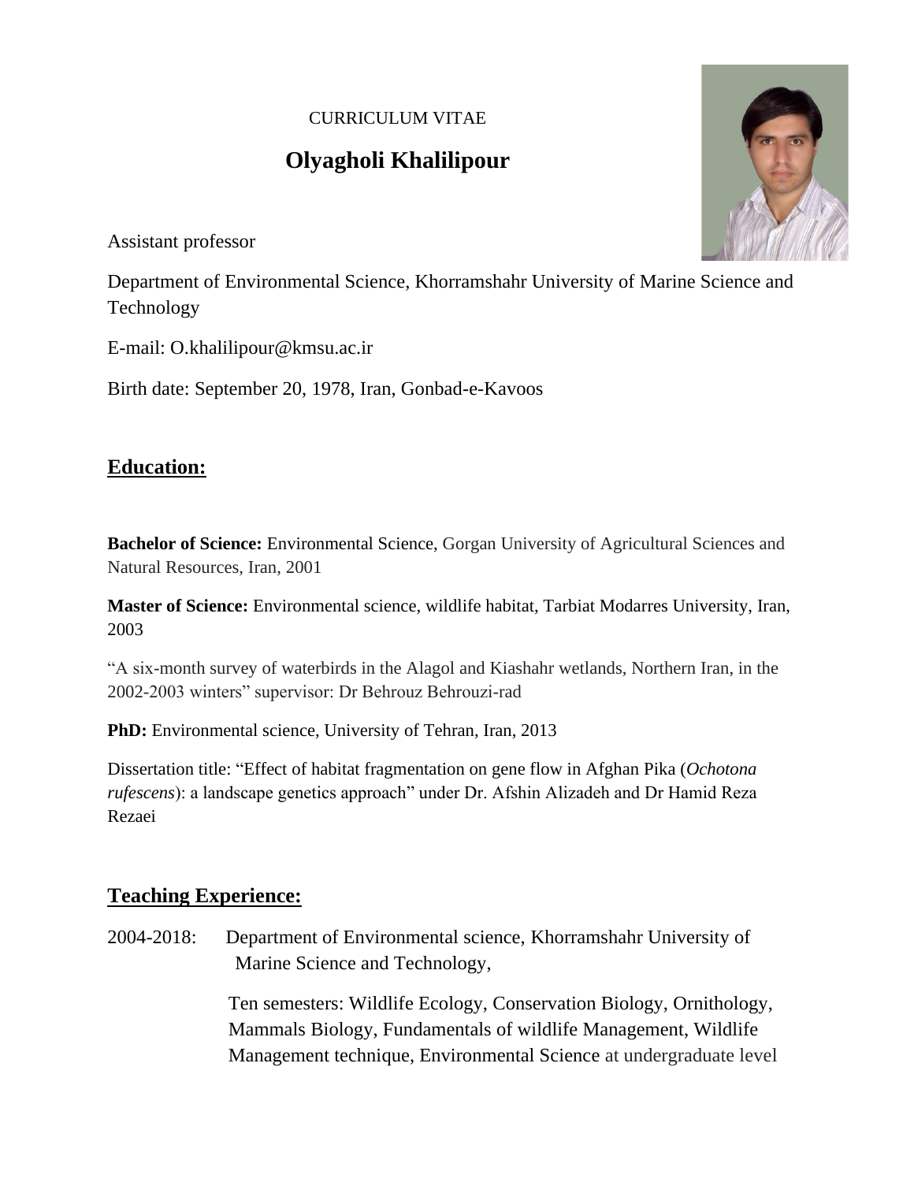CURRICULUM VITAE

# Olyagholi Khalilipour

Assistant professor

Department of Environmental Science, Khorramshahr University of Marine Science and Technology

E-mail: O.khalilipour@kmsu.ac.ir

Birth date: September 20, 1978, Iran, Gonbad-e-Kavoos

## Education:

**Bachelor of Science:** Environmental Science, Gorgan University of Agricultural Sciences and Natural Resources, Iran, 2001

**Master of Science:** Environmental science, wildlife habitat, Tarbiat Modarres University, Iran, 2003

"A six-month survey of waterbirds in the Alagol and Kiashahr wetlands, Northern Iran, in the 2002-2003 winters" supervisor: Dr Behrouz Behrouzi-rad

**PhD:** Environmental science, University of Tehran, Iran, 2013

Dissertation title: "Effect of habitat fragmentation on gene flow in Afghan Pika (*Ochotona rufescens*): a landscape genetics approach" under Dr. Afshin Alizadeh and Dr Hamid Reza Rezaei

## Teaching Experience:

2004-2018: Department of Environmental science, Khorramshahr University of Marine Science and Technology,

Ten semesters: Wildlife Ecology, Conservation Biology, Ornithology, Mammals Biology, Fundamentals of wildlife Management, Wildlife Management technique, Environmental Science at undergraduate level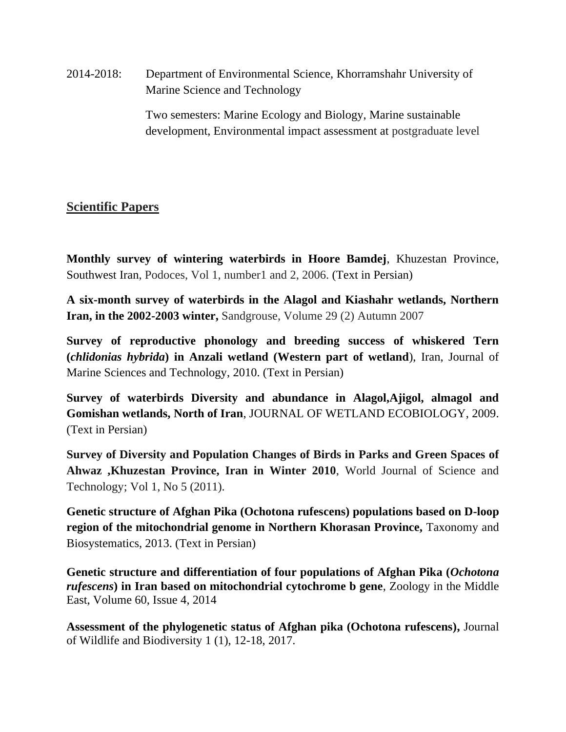2014-2018: Department of Environmental Science, Khorramshahr University of Marine Science and Technology

Two semesters: Marine Ecology and Biology, Marine sustainable development, Environmental impact assessment at postgraduate level

## Scientific Papers

**Monthly survey of wintering waterbirds in Hoore Bamdej**, Khuzestan Province, Southwest Iran, Podoces, Vol 1, number1 and 2, 2006. (Text in Persian)

**A six-month survey of waterbirds in the Alagol and Kiashahr wetlands, Northern Iran, in the 2002-2003 winter,** Sandgrouse, Volume 29 (2) Autumn 2007

**Survey of reproductive phonology and breeding success of whiskered Tern (*chlidonias hybrida*) in Anzali wetland (Western part of wetland**), Iran, Journal of Marine Sciences and Technology, 2010. (Text in Persian)

**Survey of waterbirds Diversity and abundance in Alagol,Ajigol, almagol and Gomishan wetlands, North of Iran**, JOURNAL OF WETLAND ECOBIOLOGY, 2009. (Text in Persian)

**Survey of Diversity and Population Changes of Birds in Parks and Green Spaces of Ahwaz ,Khuzestan Province, Iran in Winter 2010**, World Journal of Science and Technology; Vol 1, No 5 (2011).

**Genetic structure of Afghan Pika (Ochotona rufescens) populations based on D-loop region of the mitochondrial genome in Northern Khorasan Province,** Taxonomy and Biosystematics, 2013. (Text in Persian)

**Genetic structure and differentiation of four populations of Afghan Pika (*Ochotona rufescens*) in Iran based on mitochondrial cytochrome b gene**, Zoology in the Middle East, Volume 60, Issue 4, 2014

**Assessment of the phylogenetic status of Afghan pika (Ochotona rufescens),** Journal of Wildlife and Biodiversity 1 (1), 12-18, 2017.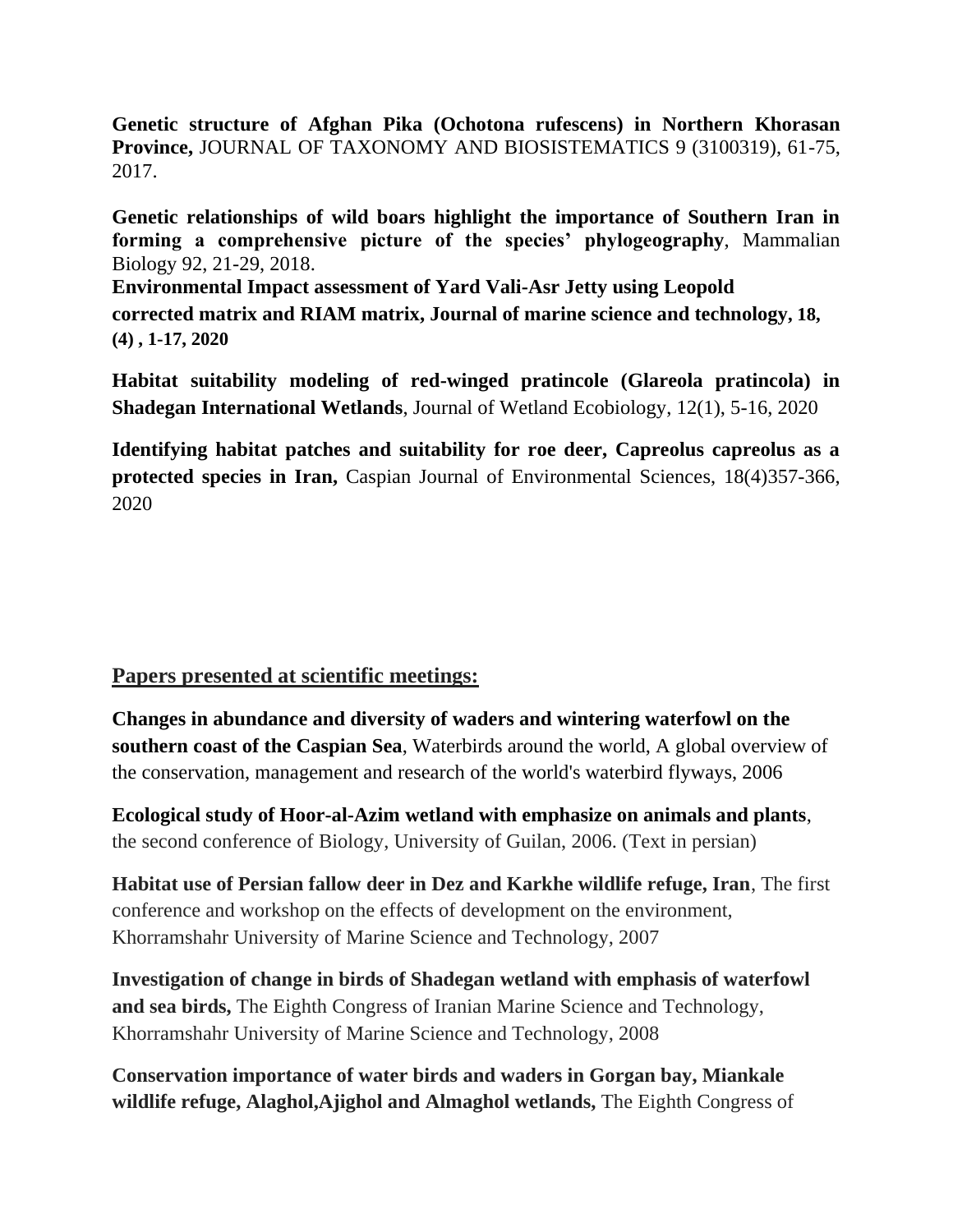**Genetic structure of Afghan Pika (Ochotona rufescens) in Northern Khorasan Province,** JOURNAL OF TAXONOMY AND BIOSISTEMATICS 9 (3100319), 61-75, 2017.

**Genetic relationships of wild boars highlight the importance of Southern Iran in forming a comprehensive picture of the species' phylogeography**, Mammalian Biology 92, 21-29, 2018.

**Environmental Impact assessment of Yard Vali-Asr Jetty using Leopold corrected matrix and RIAM matrix, Journal of marine science and technology, 18, (4) , 1-17, 2020**

**Habitat suitability modeling of red-winged pratincole (Glareola pratincola) in Shadegan International Wetlands**, Journal of Wetland Ecobiology, 12(1), 5-16, 2020

**Identifying habitat patches and suitability for roe deer, Capreolus capreolus as a protected species in Iran,** Caspian Journal of Environmental Sciences, 18(4)357-366, 2020

## Papers presented at scientific meetings:

**Changes in abundance and diversity of waders and wintering waterfowl on the southern coast of the Caspian Sea**, Waterbirds around the world, A global overview of the conservation, management and research of the world's waterbird flyways, 2006

**Ecological study of Hoor-al-Azim wetland with emphasize on animals and plants**, the second conference of Biology, University of Guilan, 2006. (Text in persian)

**Habitat use of Persian fallow deer in Dez and Karkhe wildlife refuge, Iran**, The first conference and workshop on the effects of development on the environment, Khorramshahr University of Marine Science and Technology, 2007

**Investigation of change in birds of Shadegan wetland with emphasis of waterfowl and sea birds,** The Eighth Congress of Iranian Marine Science and Technology, Khorramshahr University of Marine Science and Technology, 2008

**Conservation importance of water birds and waders in Gorgan bay, Miankale wildlife refuge, Alaghol,Ajighol and Almaghol wetlands,** The Eighth Congress of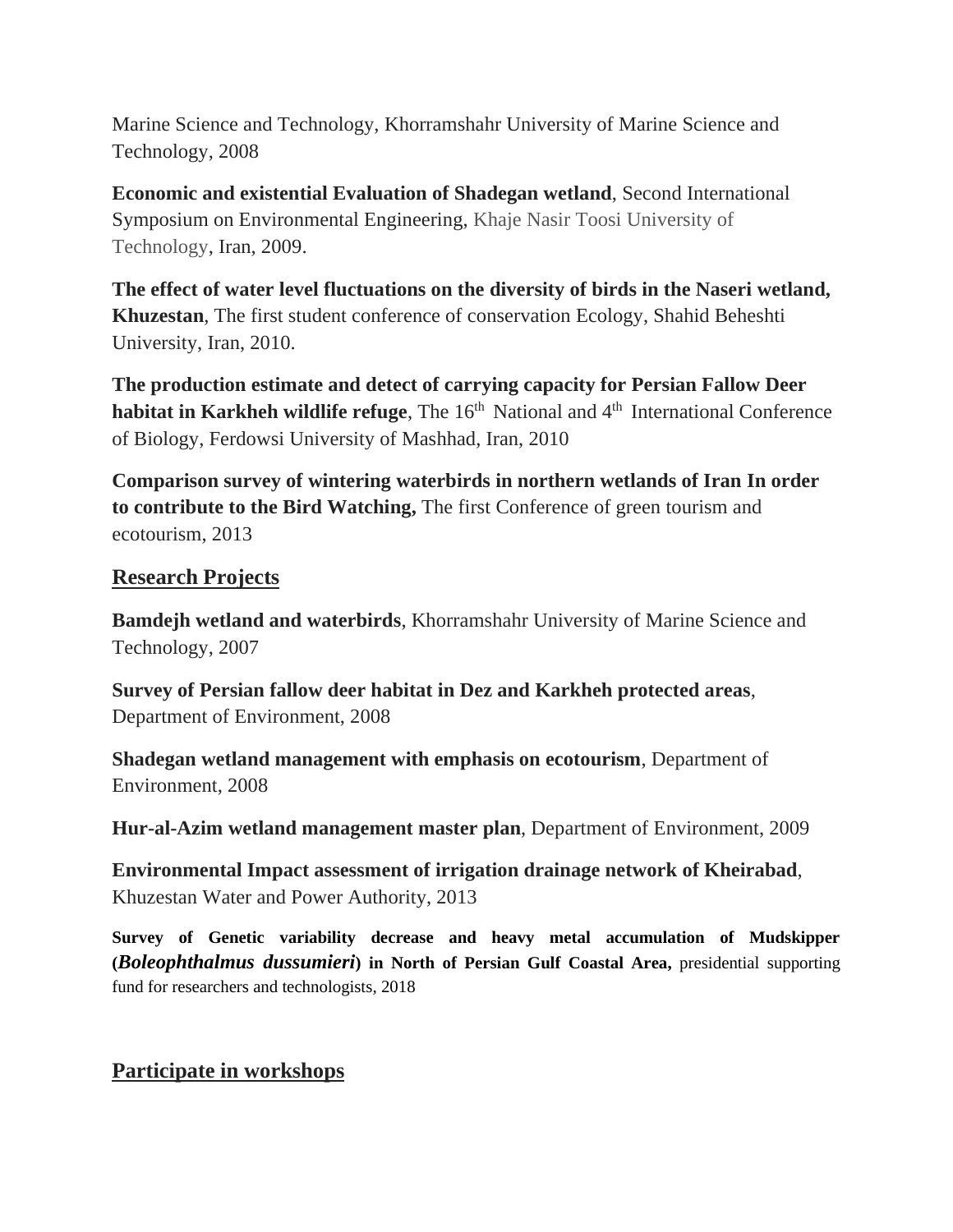Marine Science and Technology, Khorramshahr University of Marine Science and Technology, 2008

**Economic and existential Evaluation of Shadegan wetland**, Second International Symposium on Environmental Engineering, Khaje Nasir Toosi University of Technology, Iran, 2009.

**The effect of water level fluctuations on the diversity of birds in the Naseri wetland, Khuzestan**, The first student conference of conservation Ecology, Shahid Beheshti University, Iran, 2010.

**The production estimate and detect of carrying capacity for Persian Fallow Deer habitat in Karkheh wildlife refuge**, The 16th National and 4th International Conference of Biology, Ferdowsi University of Mashhad, Iran, 2010

**Comparison survey of wintering waterbirds in northern wetlands of Iran In order to contribute to the Bird Watching,** The first Conference of green tourism and ecotourism, 2013

## Research Projects

**Bamdejh wetland and waterbirds**, Khorramshahr University of Marine Science and Technology, 2007

**Survey of Persian fallow deer habitat in Dez and Karkheh protected areas**, Department of Environment, 2008

**Shadegan wetland management with emphasis on ecotourism**, Department of Environment, 2008

**Hur-al-Azim wetland management master plan**, Department of Environment, 2009

**Environmental Impact assessment of irrigation drainage network of Kheirabad**, Khuzestan Water and Power Authority, 2013

**Survey of Genetic variability decrease and heavy metal accumulation of Mudskipper (*Boleophthalmus dussumieri*) in North of Persian Gulf Coastal Area,** presidential supporting fund for researchers and technologists, 2018

## Participate in workshops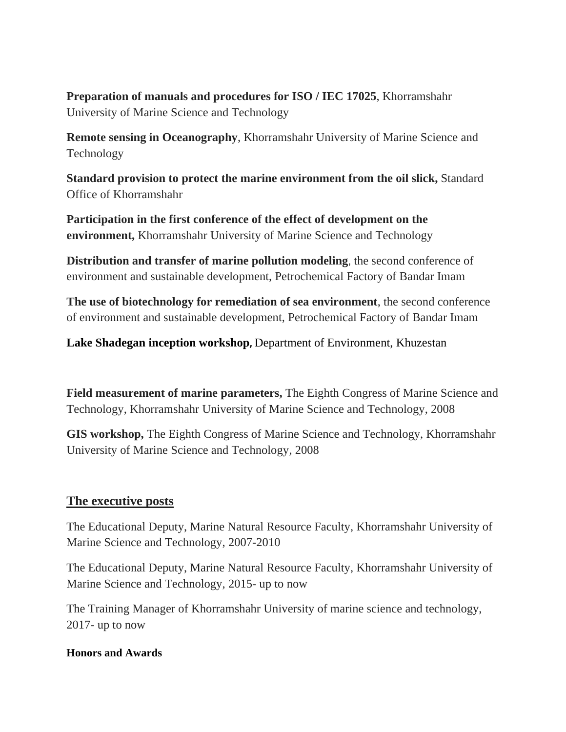**Preparation of manuals and procedures for ISO / IEC 17025**, Khorramshahr University of Marine Science and Technology

**Remote sensing in Oceanography**, Khorramshahr University of Marine Science and Technology

**Standard provision to protect the marine environment from the oil slick,** Standard Office of Khorramshahr

**Participation in the first conference of the effect of development on the environment,** Khorramshahr University of Marine Science and Technology

**Distribution and transfer of marine pollution modeling**, the second conference of environment and sustainable development, Petrochemical Factory of Bandar Imam

**The use of biotechnology for remediation of sea environment**, the second conference of environment and sustainable development, Petrochemical Factory of Bandar Imam

**Lake Shadegan inception workshop**, Department of Environment, Khuzestan

**Field measurement of marine parameters,** The Eighth Congress of Marine Science and Technology, Khorramshahr University of Marine Science and Technology, 2008

**GIS workshop,** The Eighth Congress of Marine Science and Technology, Khorramshahr University of Marine Science and Technology, 2008

## The executive posts

The Educational Deputy, Marine Natural Resource Faculty, Khorramshahr University of Marine Science and Technology, 2007-2010

The Educational Deputy, Marine Natural Resource Faculty, Khorramshahr University of Marine Science and Technology, 2015- up to now

The Training Manager of Khorramshahr University of marine science and technology, 2017- up to now

**Honors and Awards**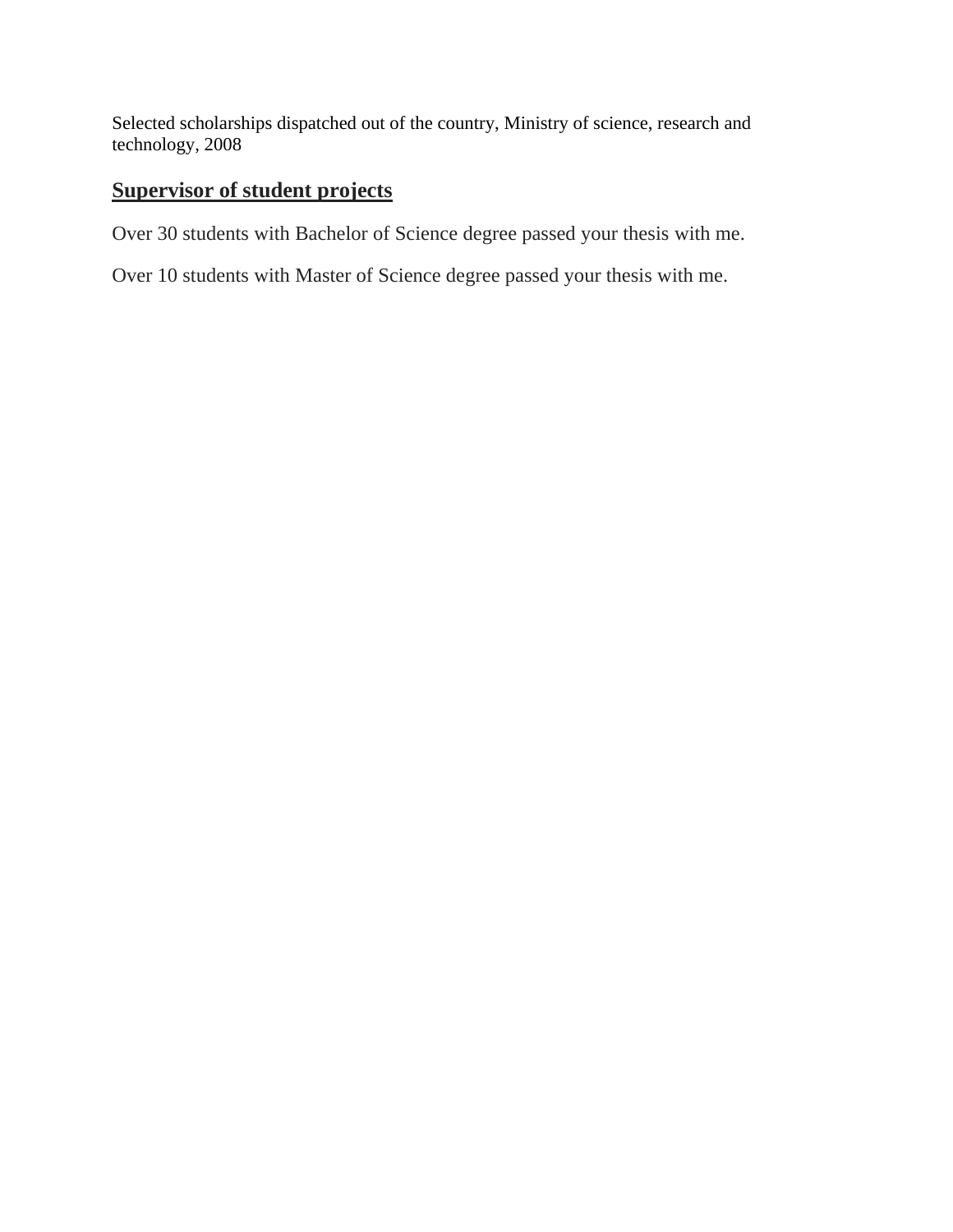Selected scholarships dispatched out of the country, Ministry of science, research and technology, 2008

## Supervisor of student projects

Over 30 students with Bachelor of Science degree passed your thesis with me.

Over 10 students with Master of Science degree passed your thesis with me.